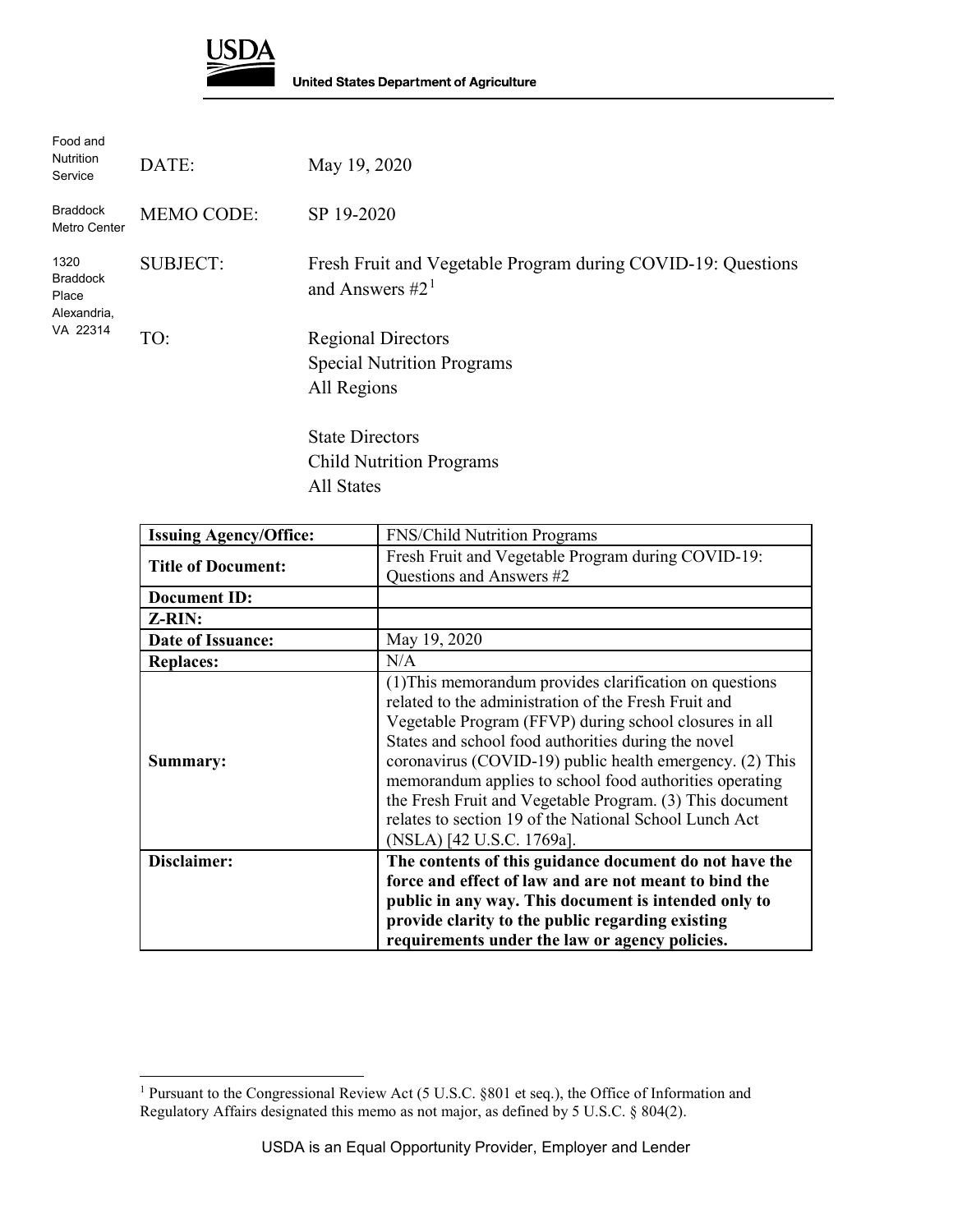USDA

**United States Department of Agriculture**

Food and Nutrition Service

Braddock Metro Center

1320 Braddock Place Alexandria, VA 22314

DATE: May 19, 2020

MEMO CODE: SP 19-2020

SUBJECT: Fresh Fruit and Vegetable Program during COVID-19: Questions and Answers #2[1]

TO: Regional Directors
Special Nutrition Programs
All Regions

State Directors
Child Nutrition Programs
All States

| **Issuing Agency/Office:** | FNS/Child Nutrition Programs |
|---|---|
| **Title of Document:** | Fresh Fruit and Vegetable Program during COVID-19: Questions and Answers #2 |
| **Document ID:** | |
| **Z-RIN:** | |
| **Date of Issuance:** | May 19, 2020 |
| **Replaces:** | N/A |
| **Summary:** | (1)This memorandum provides clarification on questions related to the administration of the Fresh Fruit and Vegetable Program (FFVP) during school closures in all States and school food authorities during the novel coronavirus (COVID-19) public health emergency. (2) This memorandum applies to school food authorities operating the Fresh Fruit and Vegetable Program. (3) This document relates to section 19 of the National School Lunch Act (NSLA) [42 U.S.C. 1769a]. |
| **Disclaimer:** | **The contents of this guidance document do not have the force and effect of law and are not meant to bind the public in any way. This document is intended only to provide clarity to the public regarding existing requirements under the law or agency policies.** |

[1] Pursuant to the Congressional Review Act (5 U.S.C. §801 et seq.), the Office of Information and Regulatory Affairs designated this memo as not major, as defined by 5 U.S.C. § 804(2).

USDA is an Equal Opportunity Provider, Employer and Lender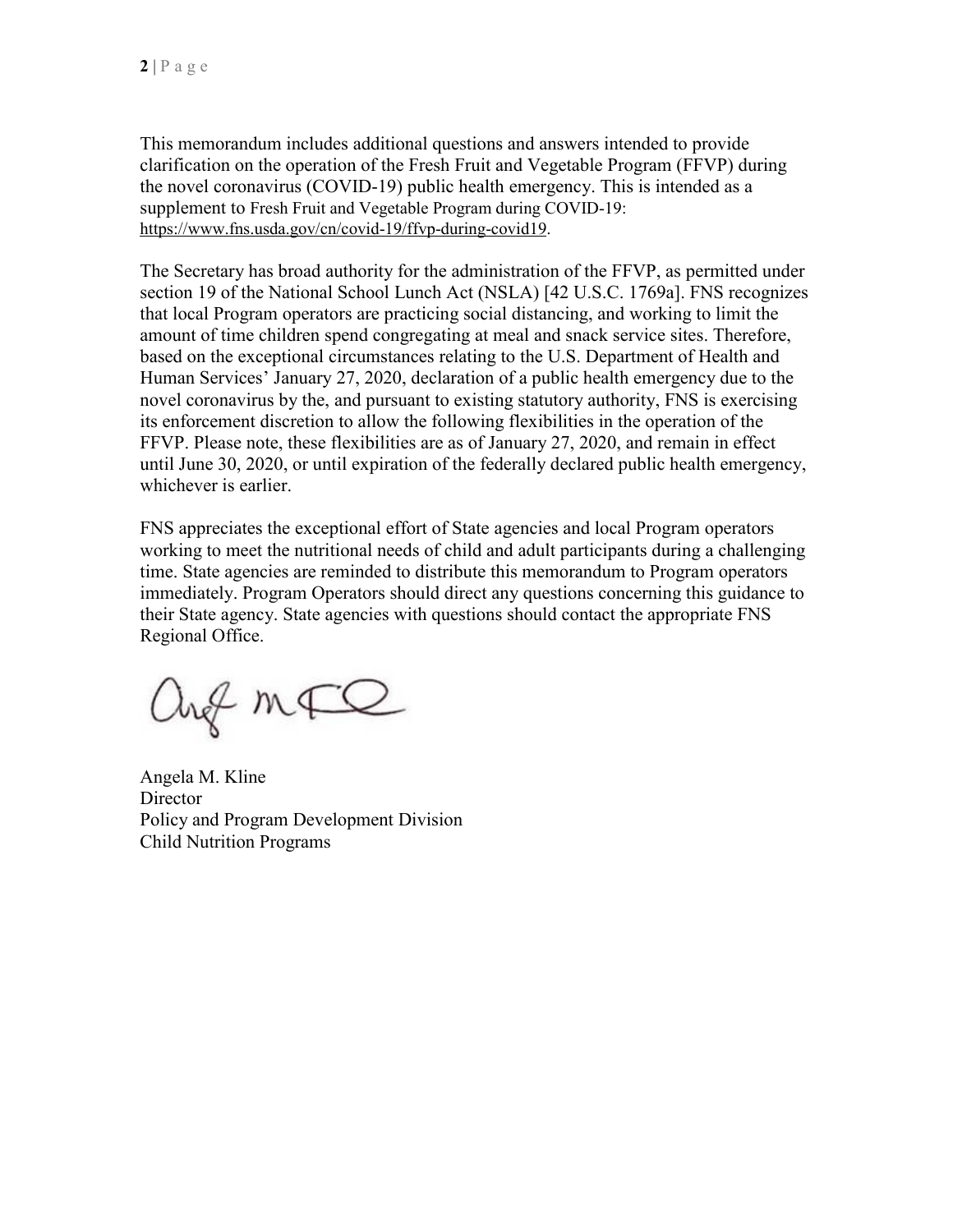This memorandum includes additional questions and answers intended to provide clarification on the operation of the Fresh Fruit and Vegetable Program (FFVP) during the novel coronavirus (COVID-19) public health emergency. This is intended as a supplement to Fresh Fruit and Vegetable Program during COVID-19: https://www.fns.usda.gov/cn/covid-19/ffvp-during-covid19.

The Secretary has broad authority for the administration of the FFVP, as permitted under section 19 of the National School Lunch Act (NSLA) [42 U.S.C. 1769a]. FNS recognizes that local Program operators are practicing social distancing, and working to limit the amount of time children spend congregating at meal and snack service sites. Therefore, based on the exceptional circumstances relating to the U.S. Department of Health and Human Services' January 27, 2020, declaration of a public health emergency due to the novel coronavirus by the, and pursuant to existing statutory authority, FNS is exercising its enforcement discretion to allow the following flexibilities in the operation of the FFVP. Please note, these flexibilities are as of January 27, 2020, and remain in effect until June 30, 2020, or until expiration of the federally declared public health emergency, whichever is earlier.

FNS appreciates the exceptional effort of State agencies and local Program operators working to meet the nutritional needs of child and adult participants during a challenging time. State agencies are reminded to distribute this memorandum to Program operators immediately. Program Operators should direct any questions concerning this guidance to their State agency. State agencies with questions should contact the appropriate FNS Regional Office.

Angela M. Kline  
Director  
Policy and Program Development Division  
Child Nutrition Programs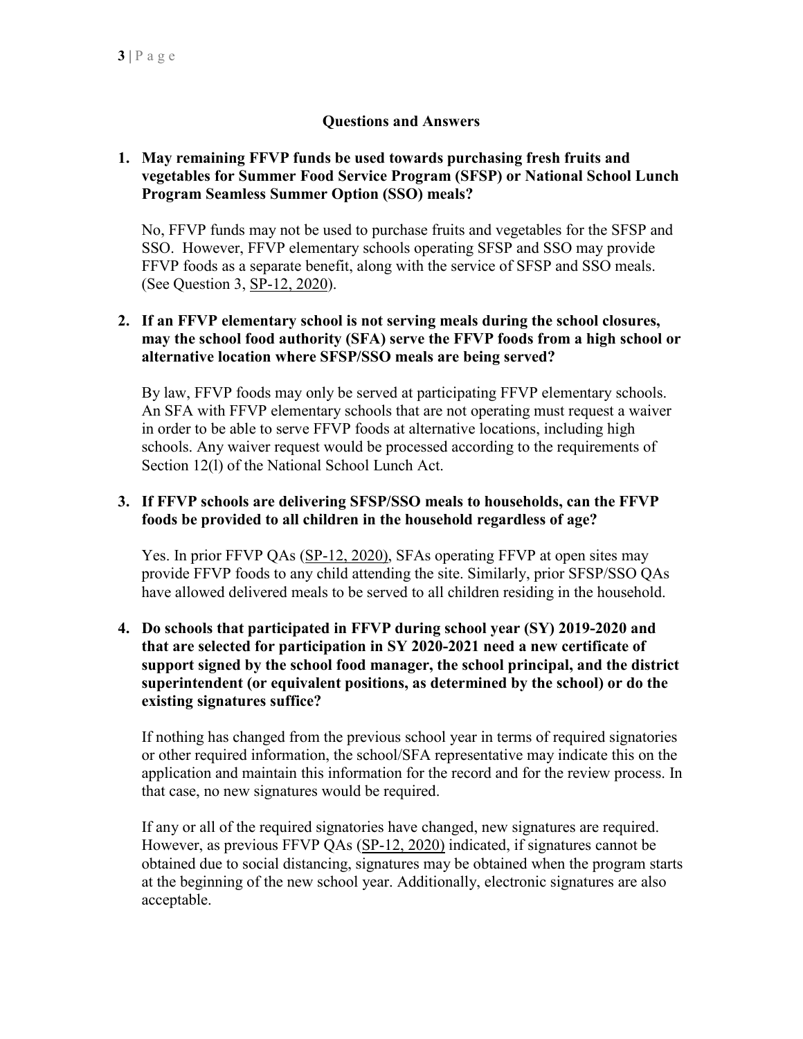## Questions and Answers

1. **May remaining FFVP funds be used towards purchasing fresh fruits and vegetables for Summer Food Service Program (SFSP) or National School Lunch Program Seamless Summer Option (SSO) meals?**

   No, FFVP funds may not be used to purchase fruits and vegetables for the SFSP and SSO. However, FFVP elementary schools operating SFSP and SSO may provide FFVP foods as a separate benefit, along with the service of SFSP and SSO meals. (See Question 3, SP-12, 2020).

2. **If an FFVP elementary school is not serving meals during the school closures, may the school food authority (SFA) serve the FFVP foods from a high school or alternative location where SFSP/SSO meals are being served?**

   By law, FFVP foods may only be served at participating FFVP elementary schools. An SFA with FFVP elementary schools that are not operating must request a waiver in order to be able to serve FFVP foods at alternative locations, including high schools. Any waiver request would be processed according to the requirements of Section 12(l) of the National School Lunch Act.

3. **If FFVP schools are delivering SFSP/SSO meals to households, can the FFVP foods be provided to all children in the household regardless of age?**

   Yes. In prior FFVP QAs (SP-12, 2020), SFAs operating FFVP at open sites may provide FFVP foods to any child attending the site. Similarly, prior SFSP/SSO QAs have allowed delivered meals to be served to all children residing in the household.

4. **Do schools that participated in FFVP during school year (SY) 2019-2020 and that are selected for participation in SY 2020-2021 need a new certificate of support signed by the school food manager, the school principal, and the district superintendent (or equivalent positions, as determined by the school) or do the existing signatures suffice?**

   If nothing has changed from the previous school year in terms of required signatories or other required information, the school/SFA representative may indicate this on the application and maintain this information for the record and for the review process. In that case, no new signatures would be required.

   If any or all of the required signatories have changed, new signatures are required. However, as previous FFVP QAs (SP-12, 2020) indicated, if signatures cannot be obtained due to social distancing, signatures may be obtained when the program starts at the beginning of the new school year. Additionally, electronic signatures are also acceptable.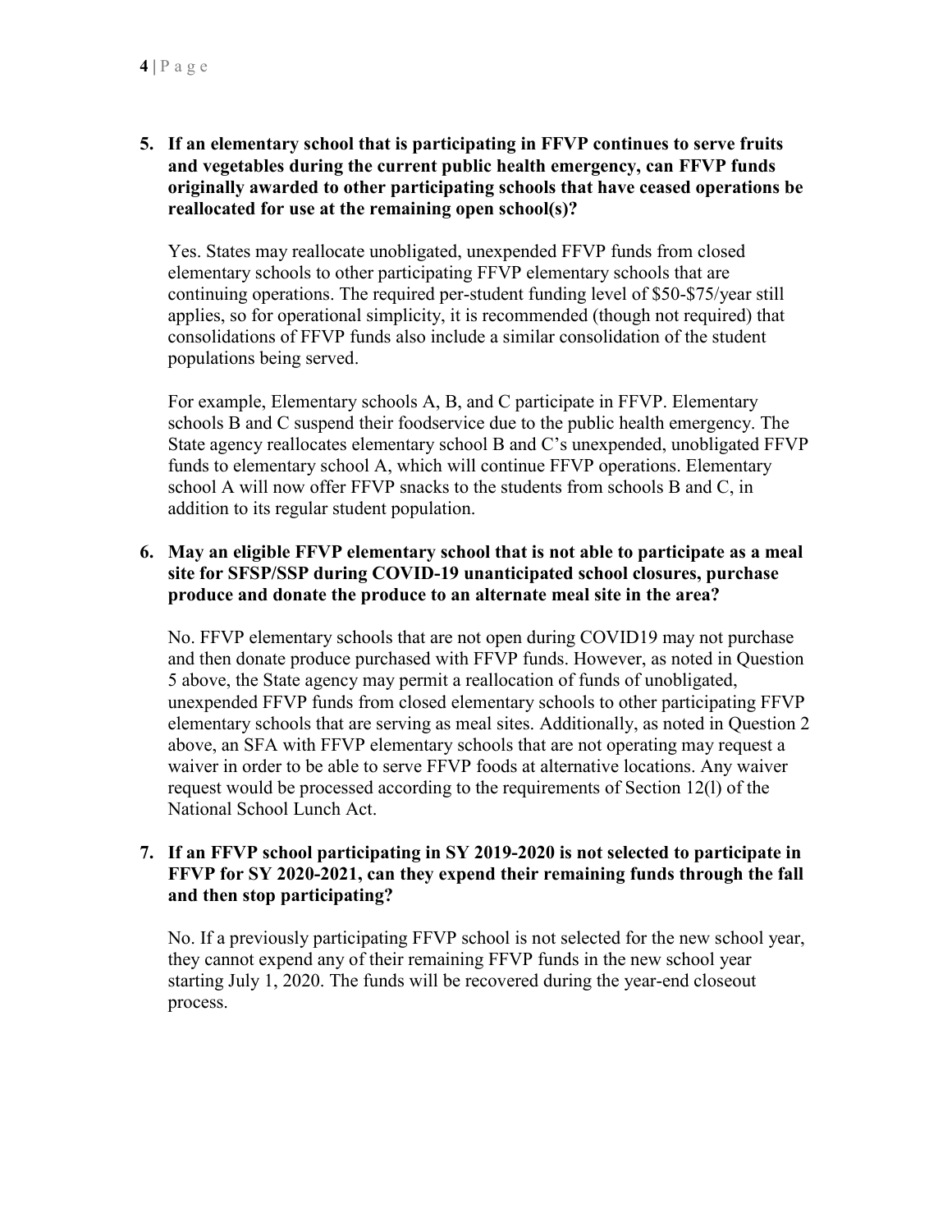**5. If an elementary school that is participating in FFVP continues to serve fruits and vegetables during the current public health emergency, can FFVP funds originally awarded to other participating schools that have ceased operations be reallocated for use at the remaining open school(s)?**

Yes. States may reallocate unobligated, unexpended FFVP funds from closed elementary schools to other participating FFVP elementary schools that are continuing operations. The required per-student funding level of $50-$75/year still applies, so for operational simplicity, it is recommended (though not required) that consolidations of FFVP funds also include a similar consolidation of the student populations being served.

For example, Elementary schools A, B, and C participate in FFVP. Elementary schools B and C suspend their foodservice due to the public health emergency. The State agency reallocates elementary school B and C's unexpended, unobligated FFVP funds to elementary school A, which will continue FFVP operations. Elementary school A will now offer FFVP snacks to the students from schools B and C, in addition to its regular student population.

**6. May an eligible FFVP elementary school that is not able to participate as a meal site for SFSP/SSP during COVID-19 unanticipated school closures, purchase produce and donate the produce to an alternate meal site in the area?**

No. FFVP elementary schools that are not open during COVID19 may not purchase and then donate produce purchased with FFVP funds. However, as noted in Question 5 above, the State agency may permit a reallocation of funds of unobligated, unexpended FFVP funds from closed elementary schools to other participating FFVP elementary schools that are serving as meal sites. Additionally, as noted in Question 2 above, an SFA with FFVP elementary schools that are not operating may request a waiver in order to be able to serve FFVP foods at alternative locations. Any waiver request would be processed according to the requirements of Section 12(l) of the National School Lunch Act.

**7. If an FFVP school participating in SY 2019-2020 is not selected to participate in FFVP for SY 2020-2021, can they expend their remaining funds through the fall and then stop participating?**

No. If a previously participating FFVP school is not selected for the new school year, they cannot expend any of their remaining FFVP funds in the new school year starting July 1, 2020. The funds will be recovered during the year-end closeout process.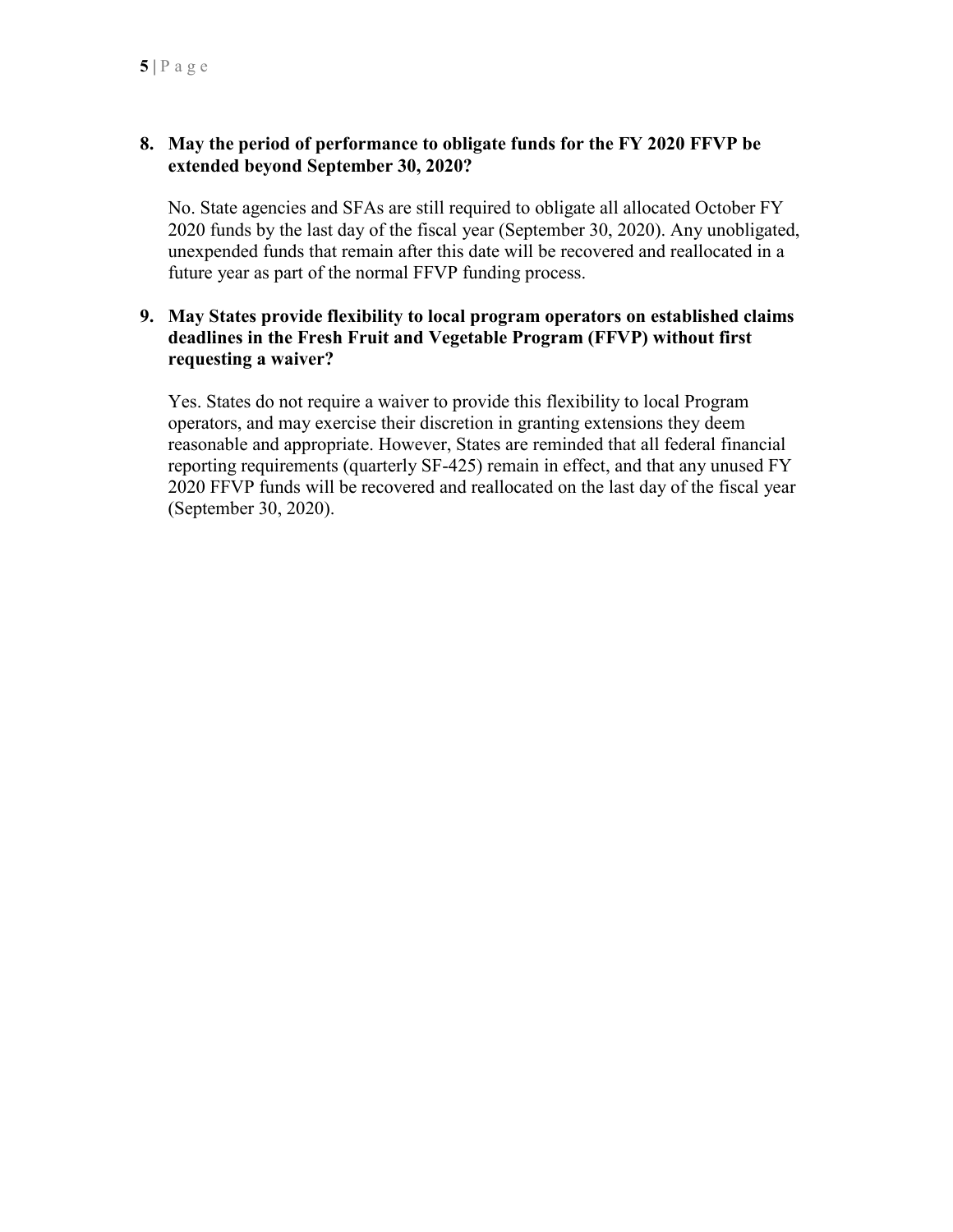**8. May the period of performance to obligate funds for the FY 2020 FFVP be extended beyond September 30, 2020?**

No. State agencies and SFAs are still required to obligate all allocated October FY 2020 funds by the last day of the fiscal year (September 30, 2020). Any unobligated, unexpended funds that remain after this date will be recovered and reallocated in a future year as part of the normal FFVP funding process.

**9. May States provide flexibility to local program operators on established claims deadlines in the Fresh Fruit and Vegetable Program (FFVP) without first requesting a waiver?**

Yes. States do not require a waiver to provide this flexibility to local Program operators, and may exercise their discretion in granting extensions they deem reasonable and appropriate. However, States are reminded that all federal financial reporting requirements (quarterly SF-425) remain in effect, and that any unused FY 2020 FFVP funds will be recovered and reallocated on the last day of the fiscal year (September 30, 2020).